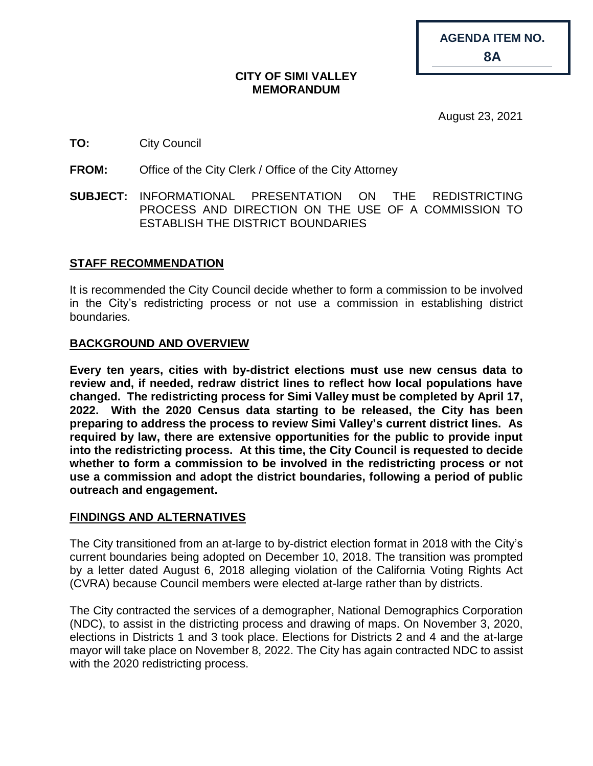**AGENDA ITEM NO. 8A**

**CITY OF SIMI VALLEY**
**MEMORANDUM**

August 23, 2021

**TO:** City Council

**FROM:** Office of the City Clerk / Office of the City Attorney

**SUBJECT:** INFORMATIONAL PRESENTATION ON THE REDISTRICTING PROCESS AND DIRECTION ON THE USE OF A COMMISSION TO ESTABLISH THE DISTRICT BOUNDARIES

## STAFF RECOMMENDATION

It is recommended the City Council decide whether to form a commission to be involved in the City's redistricting process or not use a commission in establishing district boundaries.

## BACKGROUND AND OVERVIEW

**Every ten years, cities with by-district elections must use new census data to review and, if needed, redraw district lines to reflect how local populations have changed. The redistricting process for Simi Valley must be completed by April 17, 2022. With the 2020 Census data starting to be released, the City has been preparing to address the process to review Simi Valley's current district lines. As required by law, there are extensive opportunities for the public to provide input into the redistricting process. At this time, the City Council is requested to decide whether to form a commission to be involved in the redistricting process or not use a commission and adopt the district boundaries, following a period of public outreach and engagement.**

## FINDINGS AND ALTERNATIVES

The City transitioned from an at-large to by-district election format in 2018 with the City's current boundaries being adopted on December 10, 2018. The transition was prompted by a letter dated August 6, 2018 alleging violation of the California Voting Rights Act (CVRA) because Council members were elected at-large rather than by districts.

The City contracted the services of a demographer, National Demographics Corporation (NDC), to assist in the districting process and drawing of maps. On November 3, 2020, elections in Districts 1 and 3 took place. Elections for Districts 2 and 4 and the at-large mayor will take place on November 8, 2022. The City has again contracted NDC to assist with the 2020 redistricting process.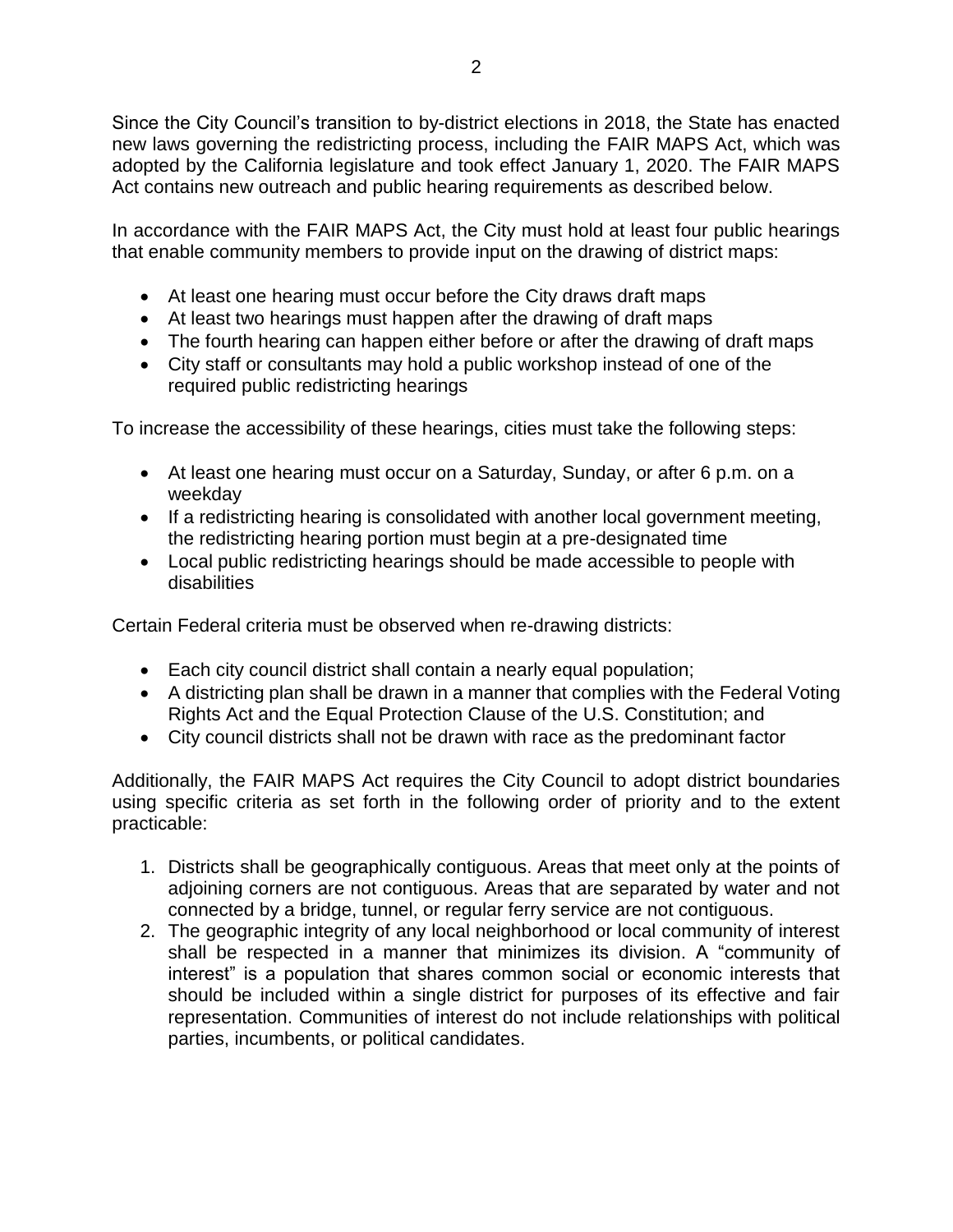Since the City Council's transition to by-district elections in 2018, the State has enacted new laws governing the redistricting process, including the FAIR MAPS Act, which was adopted by the California legislature and took effect January 1, 2020. The FAIR MAPS Act contains new outreach and public hearing requirements as described below.

In accordance with the FAIR MAPS Act, the City must hold at least four public hearings that enable community members to provide input on the drawing of district maps:

- At least one hearing must occur before the City draws draft maps
- At least two hearings must happen after the drawing of draft maps
- The fourth hearing can happen either before or after the drawing of draft maps
- City staff or consultants may hold a public workshop instead of one of the required public redistricting hearings

To increase the accessibility of these hearings, cities must take the following steps:

- At least one hearing must occur on a Saturday, Sunday, or after 6 p.m. on a weekday
- If a redistricting hearing is consolidated with another local government meeting, the redistricting hearing portion must begin at a pre-designated time
- Local public redistricting hearings should be made accessible to people with disabilities

Certain Federal criteria must be observed when re-drawing districts:

- Each city council district shall contain a nearly equal population;
- A districting plan shall be drawn in a manner that complies with the Federal Voting Rights Act and the Equal Protection Clause of the U.S. Constitution; and
- City council districts shall not be drawn with race as the predominant factor

Additionally, the FAIR MAPS Act requires the City Council to adopt district boundaries using specific criteria as set forth in the following order of priority and to the extent practicable:

1. Districts shall be geographically contiguous. Areas that meet only at the points of adjoining corners are not contiguous. Areas that are separated by water and not connected by a bridge, tunnel, or regular ferry service are not contiguous.
2. The geographic integrity of any local neighborhood or local community of interest shall be respected in a manner that minimizes its division. A "community of interest" is a population that shares common social or economic interests that should be included within a single district for purposes of its effective and fair representation. Communities of interest do not include relationships with political parties, incumbents, or political candidates.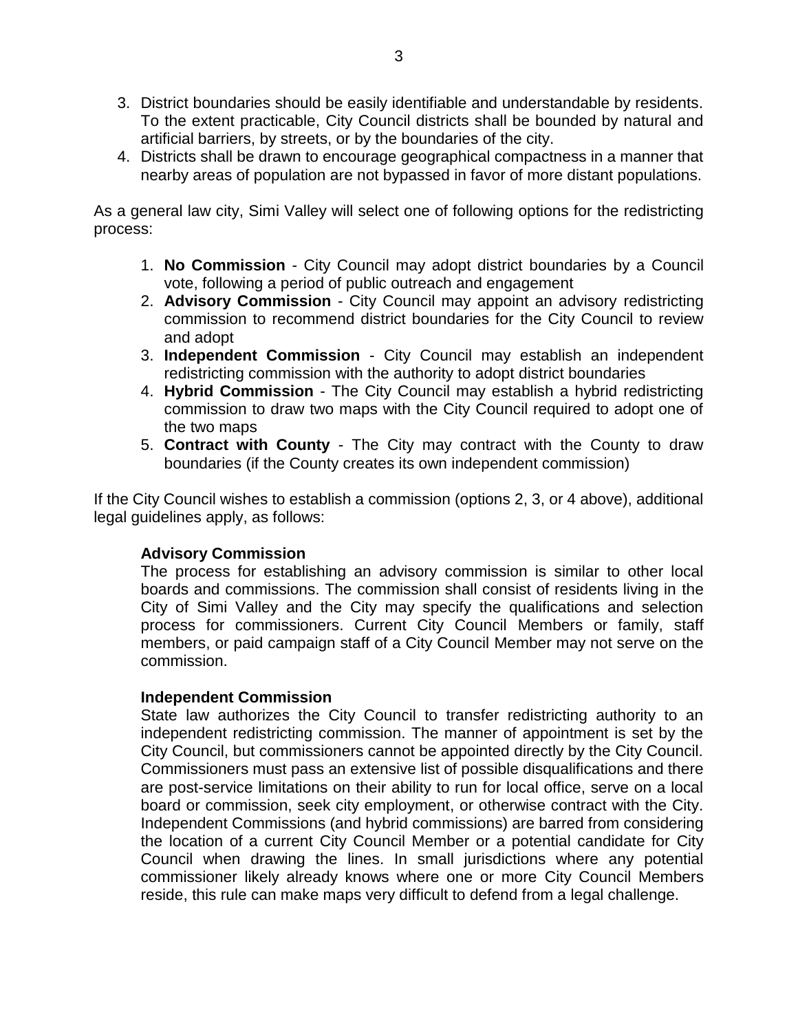3. District boundaries should be easily identifiable and understandable by residents. To the extent practicable, City Council districts shall be bounded by natural and artificial barriers, by streets, or by the boundaries of the city.
4. Districts shall be drawn to encourage geographical compactness in a manner that nearby areas of population are not bypassed in favor of more distant populations.

As a general law city, Simi Valley will select one of following options for the redistricting process:

1. **No Commission** - City Council may adopt district boundaries by a Council vote, following a period of public outreach and engagement
2. **Advisory Commission** - City Council may appoint an advisory redistricting commission to recommend district boundaries for the City Council to review and adopt
3. **Independent Commission** - City Council may establish an independent redistricting commission with the authority to adopt district boundaries
4. **Hybrid Commission** - The City Council may establish a hybrid redistricting commission to draw two maps with the City Council required to adopt one of the two maps
5. **Contract with County** - The City may contract with the County to draw boundaries (if the County creates its own independent commission)

If the City Council wishes to establish a commission (options 2, 3, or 4 above), additional legal guidelines apply, as follows:

**Advisory Commission**

The process for establishing an advisory commission is similar to other local boards and commissions. The commission shall consist of residents living in the City of Simi Valley and the City may specify the qualifications and selection process for commissioners. Current City Council Members or family, staff members, or paid campaign staff of a City Council Member may not serve on the commission.

**Independent Commission**

State law authorizes the City Council to transfer redistricting authority to an independent redistricting commission. The manner of appointment is set by the City Council, but commissioners cannot be appointed directly by the City Council. Commissioners must pass an extensive list of possible disqualifications and there are post-service limitations on their ability to run for local office, serve on a local board or commission, seek city employment, or otherwise contract with the City. Independent Commissions (and hybrid commissions) are barred from considering the location of a current City Council Member or a potential candidate for City Council when drawing the lines. In small jurisdictions where any potential commissioner likely already knows where one or more City Council Members reside, this rule can make maps very difficult to defend from a legal challenge.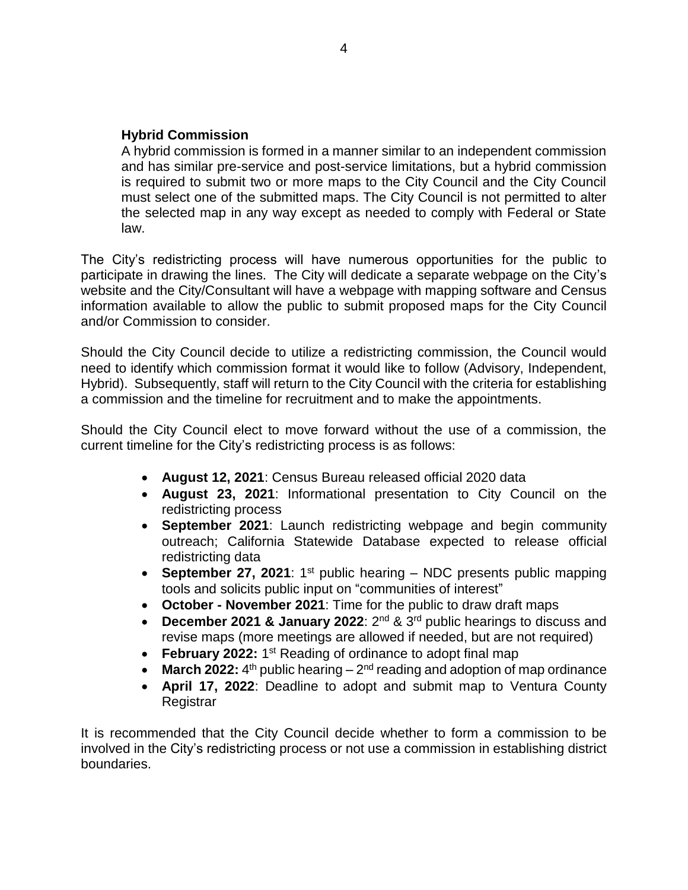**Hybrid Commission**

A hybrid commission is formed in a manner similar to an independent commission and has similar pre-service and post-service limitations, but a hybrid commission is required to submit two or more maps to the City Council and the City Council must select one of the submitted maps. The City Council is not permitted to alter the selected map in any way except as needed to comply with Federal or State law.

The City's redistricting process will have numerous opportunities for the public to participate in drawing the lines. The City will dedicate a separate webpage on the City's website and the City/Consultant will have a webpage with mapping software and Census information available to allow the public to submit proposed maps for the City Council and/or Commission to consider.

Should the City Council decide to utilize a redistricting commission, the Council would need to identify which commission format it would like to follow (Advisory, Independent, Hybrid). Subsequently, staff will return to the City Council with the criteria for establishing a commission and the timeline for recruitment and to make the appointments.

Should the City Council elect to move forward without the use of a commission, the current timeline for the City's redistricting process is as follows:

- **August 12, 2021**: Census Bureau released official 2020 data
- **August 23, 2021**: Informational presentation to City Council on the redistricting process
- **September 2021**: Launch redistricting webpage and begin community outreach; California Statewide Database expected to release official redistricting data
- **September 27, 2021**: 1st public hearing – NDC presents public mapping tools and solicits public input on "communities of interest"
- **October - November 2021**: Time for the public to draw draft maps
- **December 2021 & January 2022**: 2nd & 3rd public hearings to discuss and revise maps (more meetings are allowed if needed, but are not required)
- **February 2022:** 1st Reading of ordinance to adopt final map
- **March 2022:** 4th public hearing – 2nd reading and adoption of map ordinance
- **April 17, 2022**: Deadline to adopt and submit map to Ventura County Registrar

It is recommended that the City Council decide whether to form a commission to be involved in the City's redistricting process or not use a commission in establishing district boundaries.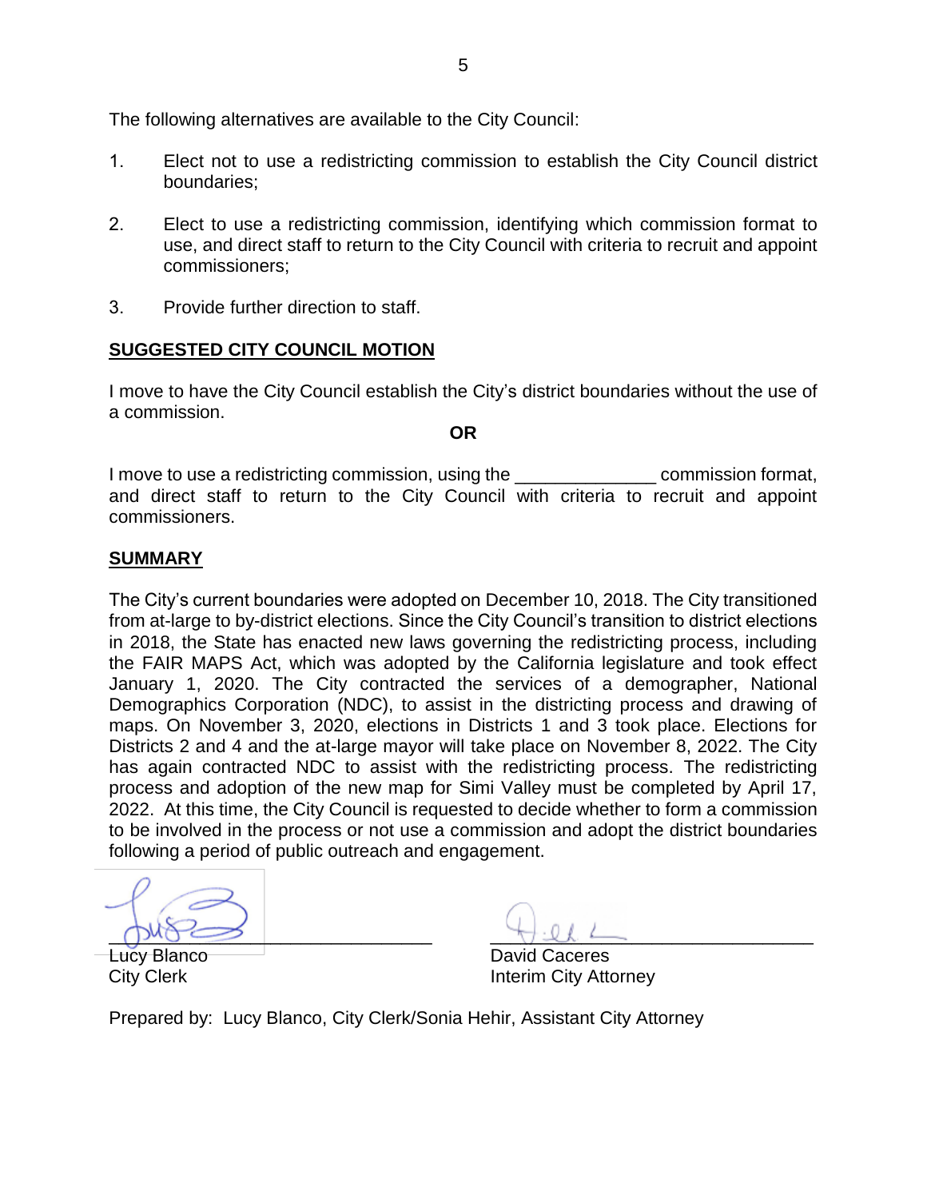The following alternatives are available to the City Council:

1. Elect not to use a redistricting commission to establish the City Council district boundaries;
2. Elect to use a redistricting commission, identifying which commission format to use, and direct staff to return to the City Council with criteria to recruit and appoint commissioners;
3. Provide further direction to staff.

**SUGGESTED CITY COUNCIL MOTION**

I move to have the City Council establish the City's district boundaries without the use of a commission.

**OR**

I move to use a redistricting commission, using the ______________ commission format, and direct staff to return to the City Council with criteria to recruit and appoint commissioners.

**SUMMARY**

The City's current boundaries were adopted on December 10, 2018. The City transitioned from at-large to by-district elections. Since the City Council's transition to district elections in 2018, the State has enacted new laws governing the redistricting process, including the FAIR MAPS Act, which was adopted by the California legislature and took effect January 1, 2020. The City contracted the services of a demographer, National Demographics Corporation (NDC), to assist in the districting process and drawing of maps. On November 3, 2020, elections in Districts 1 and 3 took place. Elections for Districts 2 and 4 and the at-large mayor will take place on November 8, 2022. The City has again contracted NDC to assist with the redistricting process. The redistricting process and adoption of the new map for Simi Valley must be completed by April 17, 2022. At this time, the City Council is requested to decide whether to form a commission to be involved in the process or not use a commission and adopt the district boundaries following a period of public outreach and engagement.

Lucy Blanco
City Clerk

David Caceres
Interim City Attorney

Prepared by: Lucy Blanco, City Clerk/Sonia Hehir, Assistant City Attorney